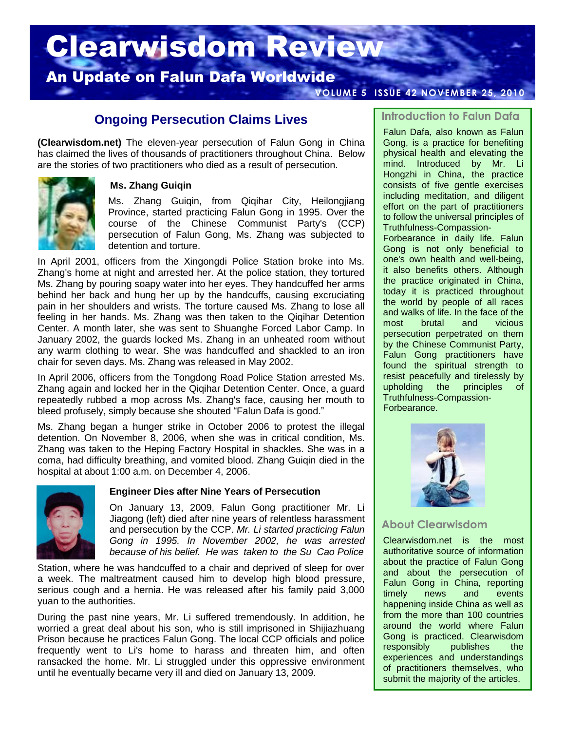# Clearwisdom Review

## An Update on Falun Dafa Worldwide

## Ongoing Persecution Claims Lives

**(Clearwisdom.net)** The eleven-year persecution of Falun Gong in China has claimed the lives of thousands of practitioners throughout China. Below are the stories of two practitioners who died as a result of persecution.

### Ms. Zhang Guiqin

Ms. Zhang Guiqin, from Qiqihar City, Heilongjiang Province, started practicing Falun Gong in 1995. Over the course of the Chinese Communist Party's (CCP) persecution of Falun Gong, Ms. Zhang was subjected to detention and torture.

In April 2001, officers from the Xingongdi Police Station broke into Ms. Zhang's home at night and arrested her. At the police station, they tortured Ms. Zhang by pouring soapy water into her eyes. They handcuffed her arms behind her back and hung her up by the handcuffs, causing excruciating pain in her shoulders and wrists. The torture caused Ms. Zhang to lose all feeling in her hands. Ms. Zhang was then taken to the Qiqihar Detention Center. A month later, she was sent to Shuanghe Forced Labor Camp. In January 2002, the guards locked Ms. Zhang in an unheated room without any warm clothing to wear. She was handcuffed and shackled to an iron chair for seven days. Ms. Zhang was released in May 2002.

In April 2006, officers from the Tongdong Road Police Station arrested Ms. Zhang again and locked her in the Qiqihar Detention Center. Once, a guard repeatedly rubbed a mop across Ms. Zhang's face, causing her mouth to bleed profusely, simply because she shouted "Falun Dafa is good."

Ms. Zhang began a hunger strike in October 2006 to protest the illegal detention. On November 8, 2006, when she was in critical condition, Ms. Zhang was taken to the Heping Factory Hospital in shackles. She was in a coma, had difficulty breathing, and vomited blood. Zhang Guiqin died in the hospital at about 1:00 a.m. on December 4, 2006.

### Engineer Dies after Nine Years of Persecution

On January 13, 2009, Falun Gong practitioner Mr. Li Jiagong (left) died after nine years of relentless harassment and persecution by the CCP. *Mr. Li started practicing Falun Gong in 1995. In November 2002, he was arrested because of his belief. He was taken to the Su Cao Police* Station, where he was handcuffed to a chair and deprived of sleep for over a week. The maltreatment caused him to develop high blood pressure, serious cough and a hernia. He was released after his family paid 3,000 yuan to the authorities.

During the past nine years, Mr. Li suffered tremendously. In addition, he worried a great deal about his son, who is still imprisoned in Shijiazhuang Prison because he practices Falun Gong. The local CCP officials and police frequently went to Li's home to harass and threaten him, and often ransacked the home. Mr. Li struggled under this oppressive environment until he eventually became very ill and died on January 13, 2009.

### Introduction to Falun Dafa

Falun Dafa, also known as Falun Gong, is a practice for benefiting physical health and elevating the mind. Introduced by Mr. Li Hongzhi in China, the practice consists of five gentle exercises including meditation, and diligent effort on the part of practitioners to follow the universal principles of Truthfulness-Compassion-Forbearance in daily life. Falun Gong is not only beneficial to one's own health and well-being, it also benefits others. Although the practice originated in China, today it is practiced throughout the world by people of all races and walks of life. In the face of the most brutal and vicious persecution perpetrated on them by the Chinese Communist Party, Falun Gong practitioners have found the spiritual strength to resist peacefully and tirelessly by upholding the principles of Truthfulness-Compassion-Forbearance.

### About Clearwisdom

Clearwisdom.net is the most authoritative source of information about the practice of Falun Gong and about the persecution of Falun Gong in China, reporting timely news and events happening inside China as well as from the more than 100 countries around the world where Falun Gong is practiced. Clearwisdom responsibly publishes the experiences and understandings of practitioners themselves, who submit the majority of the articles.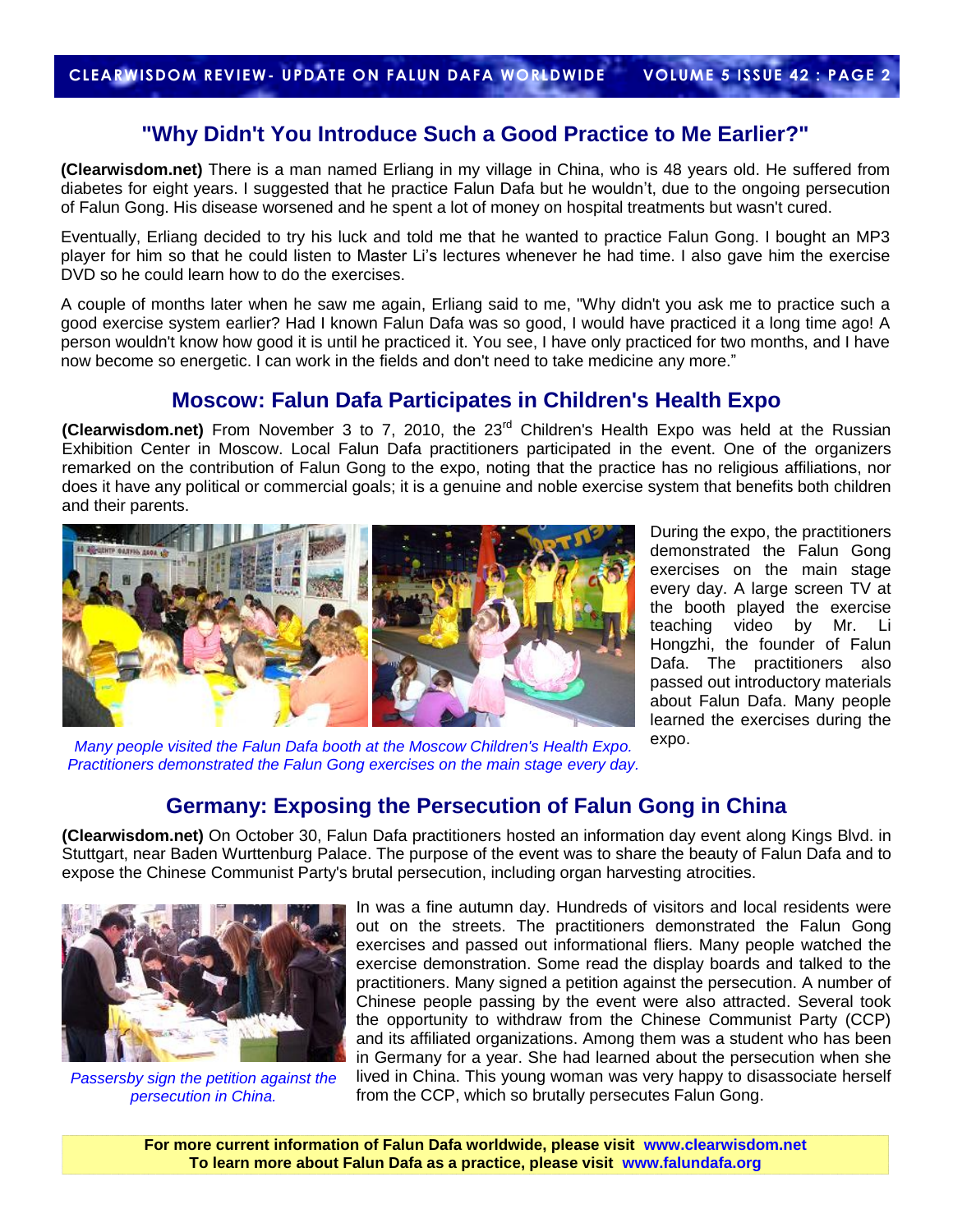## "Why Didn't You Introduce Such a Good Practice to Me Earlier?"

**(Clearwisdom.net)** There is a man named Erliang in my village in China, who is 48 years old. He suffered from diabetes for eight years. I suggested that he practice Falun Dafa but he wouldn't, due to the ongoing persecution of Falun Gong. His disease worsened and he spent a lot of money on hospital treatments but wasn't cured.

Eventually, Erliang decided to try his luck and told me that he wanted to practice Falun Gong. I bought an MP3 player for him so that he could listen to Master Li's lectures whenever he had time. I also gave him the exercise DVD so he could learn how to do the exercises.

A couple of months later when he saw me again, Erliang said to me, "Why didn't you ask me to practice such a good exercise system earlier? Had I known Falun Dafa was so good, I would have practiced it a long time ago! A person wouldn't know how good it is until he practiced it. You see, I have only practiced for two months, and I have now become so energetic. I can work in the fields and don't need to take medicine any more."

## Moscow: Falun Dafa Participates in Children's Health Expo

**(Clearwisdom.net)** From November 3 to 7, 2010, the 23rd Children's Health Expo was held at the Russian Exhibition Center in Moscow. Local Falun Dafa practitioners participated in the event. One of the organizers remarked on the contribution of Falun Gong to the expo, noting that the practice has no religious affiliations, nor does it have any political or commercial goals; it is a genuine and noble exercise system that benefits both children and their parents.

*Many people visited the Falun Dafa booth at the Moscow Children's Health Expo. Practitioners demonstrated the Falun Gong exercises on the main stage every day.*

During the expo, the practitioners demonstrated the Falun Gong exercises on the main stage every day. A large screen TV at the booth played the exercise teaching video by Mr. Li Hongzhi, the founder of Falun Dafa. The practitioners also passed out introductory materials about Falun Dafa. Many people learned the exercises during the expo.

## Germany: Exposing the Persecution of Falun Gong in China

**(Clearwisdom.net)** On October 30, Falun Dafa practitioners hosted an information day event along Kings Blvd. in Stuttgart, near Baden Wurttenburg Palace. The purpose of the event was to share the beauty of Falun Dafa and to expose the Chinese Communist Party's brutal persecution, including organ harvesting atrocities.

*Passersby sign the petition against the persecution in China.*

In was a fine autumn day. Hundreds of visitors and local residents were out on the streets. The practitioners demonstrated the Falun Gong exercises and passed out informational fliers. Many people watched the exercise demonstration. Some read the display boards and talked to the practitioners. Many signed a petition against the persecution. A number of Chinese people passing by the event were also attracted. Several took the opportunity to withdraw from the Chinese Communist Party (CCP) and its affiliated organizations. Among them was a student who has been in Germany for a year. She had learned about the persecution when she lived in China. This young woman was very happy to disassociate herself from the CCP, which so brutally persecutes Falun Gong.

**For more current information of Falun Dafa worldwide, please visit www.clearwisdom.net**
**To learn more about Falun Dafa as a practice, please visit www.falundafa.org**